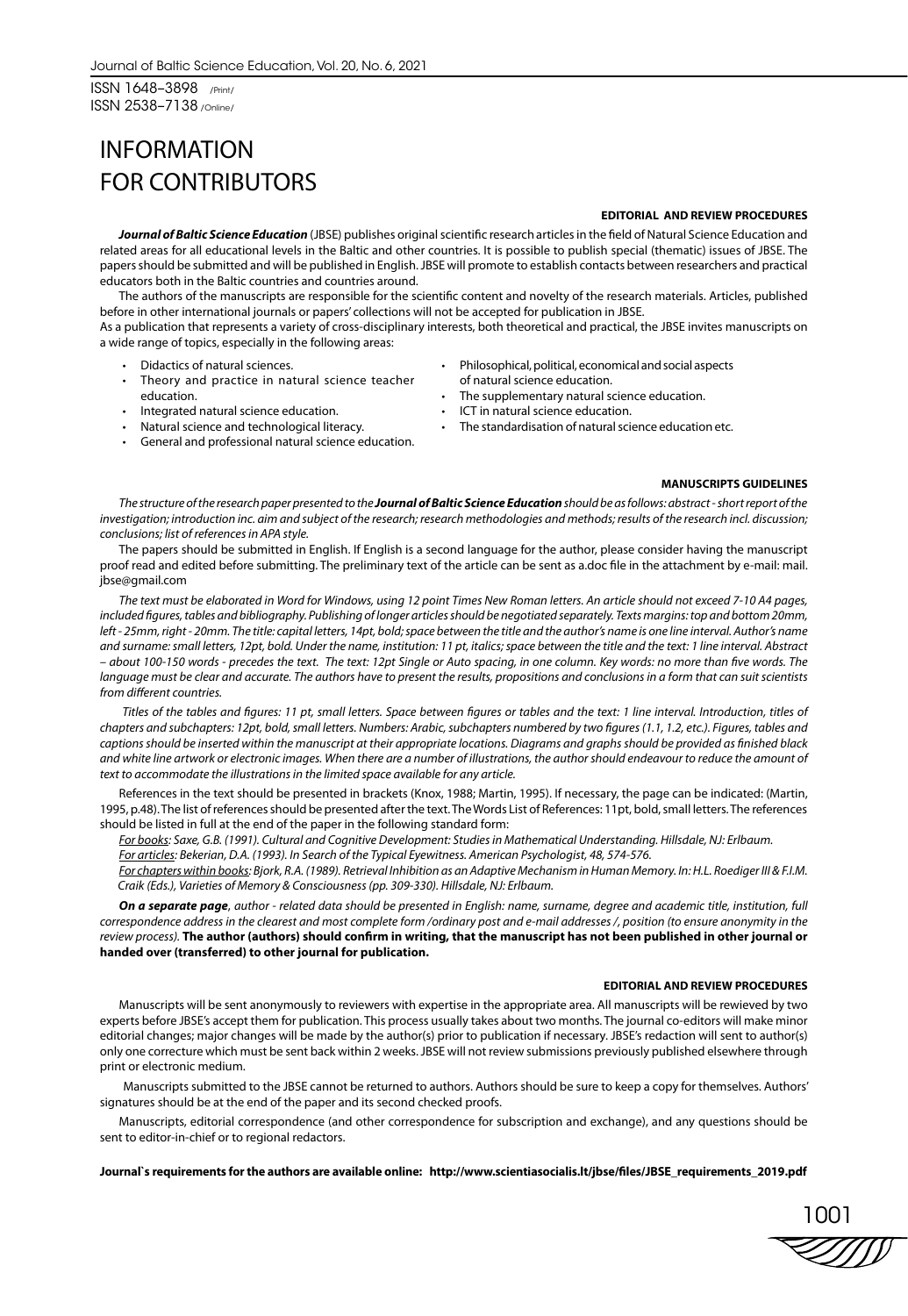ISSN 1648–3898 /Print/
ISSN 2538–7138 /Online/

# INFORMATION FOR CONTRIBUTORS

#### EDITORIAL AND REVIEW PROCEDURES

***Journal of Baltic Science Education*** (JBSE) publishes original scientific research articles in the field of Natural Science Education and related areas for all educational levels in the Baltic and other countries. It is possible to publish special (thematic) issues of JBSE. The papers should be submitted and will be published in English. JBSE will promote to establish contacts between researchers and practical educators both in the Baltic countries and countries around.

The authors of the manuscripts are responsible for the scientific content and novelty of the research materials. Articles, published before in other international journals or papers' collections will not be accepted for publication in JBSE.

As a publication that represents a variety of cross-disciplinary interests, both theoretical and practical, the JBSE invites manuscripts on a wide range of topics, especially in the following areas:

- Didactics of natural sciences.
- Theory and practice in natural science teacher education.
- Integrated natural science education.
- Natural science and technological literacy.
- General and professional natural science education.
- Philosophical, political, economical and social aspects of natural science education.
- The supplementary natural science education.
- ICT in natural science education.
- The standardisation of natural science education etc.

#### MANUSCRIPTS GUIDELINES

*The structure of the research paper presented to the **Journal of Baltic Science Education** should be as follows: abstract - short report of the investigation; introduction inc. aim and subject of the research; research methodologies and methods; results of the research incl. discussion; conclusions; list of references in APA style.*

The papers should be submitted in English. If English is a second language for the author, please consider having the manuscript proof read and edited before submitting. The preliminary text of the article can be sent as a.doc file in the attachment by e-mail: mail. jbse@gmail.com

*The text must be elaborated in Word for Windows, using 12 point Times New Roman letters. An article should not exceed 7-10 A4 pages, included figures, tables and bibliography. Publishing of longer articles should be negotiated separately. Texts margins: top and bottom 20mm, left - 25mm, right - 20mm. The title: capital letters, 14pt, bold; space between the title and the author's name is one line interval. Author's name and surname: small letters, 12pt, bold. Under the name, institution: 11 pt, italics; space between the title and the text: 1 line interval. Abstract – about 100-150 words - precedes the text. The text: 12pt Single or Auto spacing, in one column. Key words: no more than five words. The language must be clear and accurate. The authors have to present the results, propositions and conclusions in a form that can suit scientists from different countries.*

*Titles of the tables and figures: 11 pt, small letters. Space between figures or tables and the text: 1 line interval. Introduction, titles of chapters and subchapters: 12pt, bold, small letters. Numbers: Arabic, subchapters numbered by two figures (1.1, 1.2, etc.). Figures, tables and captions should be inserted within the manuscript at their appropriate locations. Diagrams and graphs should be provided as finished black and white line artwork or electronic images. When there are a number of illustrations, the author should endeavour to reduce the amount of text to accommodate the illustrations in the limited space available for any article.*

References in the text should be presented in brackets (Knox, 1988; Martin, 1995). If necessary, the page can be indicated: (Martin, 1995, p.48). The list of references should be presented after the text. The Words List of References: 11pt, bold, small letters. The references should be listed in full at the end of the paper in the following standard form:

*For books: Saxe, G.B. (1991). Cultural and Cognitive Development: Studies in Mathematical Understanding. Hillsdale, NJ: Erlbaum.*
*For articles: Bekerian, D.A. (1993). In Search of the Typical Eyewitness. American Psychologist, 48, 574-576.*
*For chapters within books: Bjork, R.A. (1989). Retrieval Inhibition as an Adaptive Mechanism in Human Memory. In: H.L. Roediger III & F.I.M. Craik (Eds.), Varieties of Memory & Consciousness (pp. 309-330). Hillsdale, NJ: Erlbaum.*

***On a separate page**, author - related data should be presented in English: name, surname, degree and academic title, institution, full correspondence address in the clearest and most complete form /ordinary post and e-mail addresses /, position (to ensure anonymity in the review process).* **The author (authors) should confirm in writing, that the manuscript has not been published in other journal or handed over (transferred) to other journal for publication.**

#### EDITORIAL AND REVIEW PROCEDURES

Manuscripts will be sent anonymously to reviewers with expertise in the appropriate area. All manuscripts will be rewieved by two experts before JBSE's accept them for publication. This process usually takes about two months. The journal co-editors will make minor editorial changes; major changes will be made by the author(s) prior to publication if necessary. JBSE's redaction will sent to author(s) only one correcture which must be sent back within 2 weeks. JBSE will not review submissions previously published elsewhere through print or electronic medium.

Manuscripts submitted to the JBSE cannot be returned to authors. Authors should be sure to keep a copy for themselves. Authors' signatures should be at the end of the paper and its second checked proofs.

Manuscripts, editorial correspondence (and other correspondence for subscription and exchange), and any questions should be sent to editor-in-chief or to regional redactors.

**Journal`s requirements for the authors are available online: http://www.scientiasocialis.lt/jbse/files/JBSE_requirements_2019.pdf**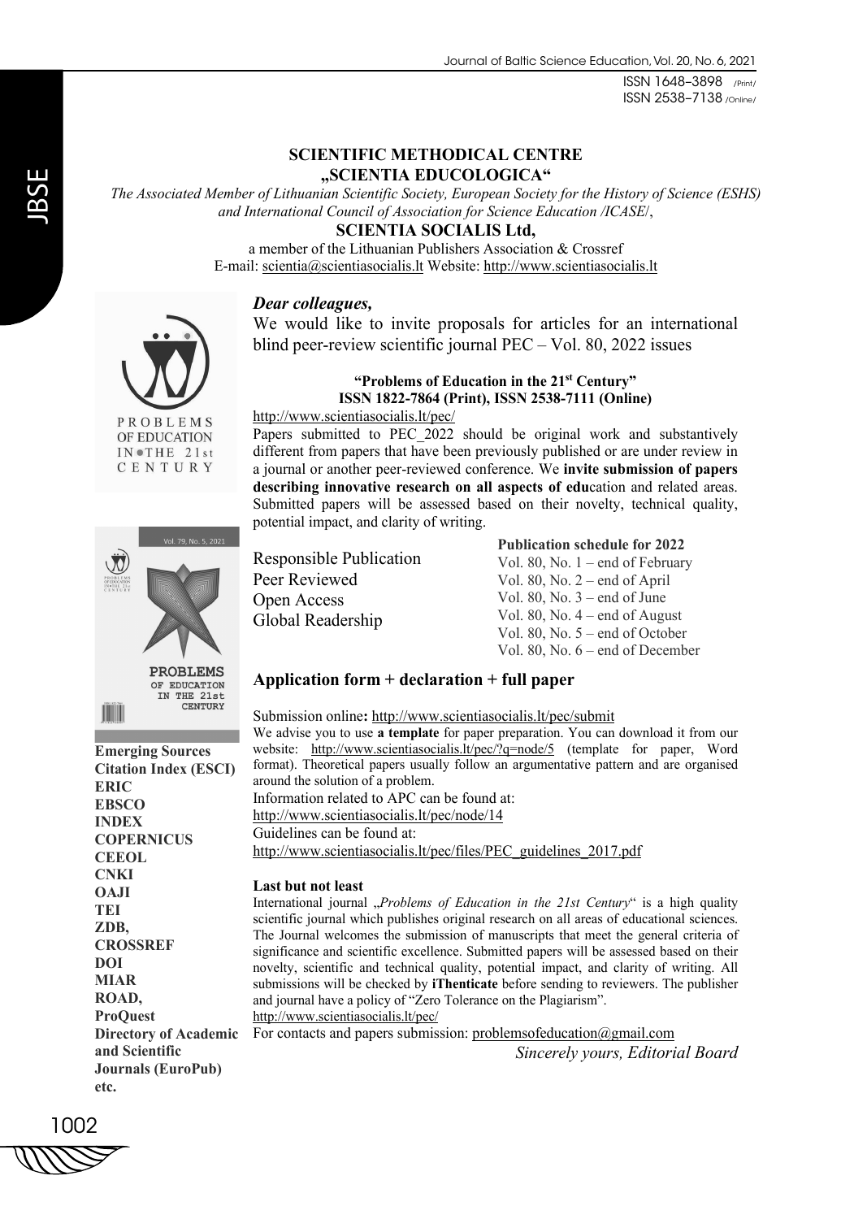**SCIENTIFIC METHODICAL CENTRE „SCIENTIA EDUCOLOGICA“**

*The Associated Member of Lithuanian Scientific Society, European Society for the History of Science (ESHS) and International Council of Association for Science Education /ICASE/*,

**SCIENTIA SOCIALIS Ltd,**

a member of the Lithuanian Publishers Association & Crossref
E-mail: scientia@scientiasocialis.lt Website: http://www.scientiasocialis.lt

***Dear colleagues,***

We would like to invite proposals for articles for an international blind peer-review scientific journal PEC – Vol. 80, 2022 issues

**“Problems of Education in the 21st Century”**
**ISSN 1822-7864 (Print), ISSN 2538-7111 (Online)**

http://www.scientiasocialis.lt/pec/

Papers submitted to PEC_2022 should be original work and substantively different from papers that have been previously published or are under review in a journal or another peer-reviewed conference. We **invite submission of papers describing innovative research on all aspects of edu**cation and related areas. Submitted papers will be assessed based on their novelty, technical quality, potential impact, and clarity of writing.

Responsible Publication
Peer Reviewed
Open Access
Global Readership

**Publication schedule for 2022**

Vol. 80, No. 1 – end of February
Vol. 80, No. 2 – end of April
Vol. 80, No. 3 – end of June
Vol. 80, No. 4 – end of August
Vol. 80, No. 5 – end of October
Vol. 80, No. 6 – end of December

## Application form + declaration + full paper

Submission online**:** http://www.scientiasocialis.lt/pec/submit

We advise you to use **a template** for paper preparation. You can download it from our website: http://www.scientiasocialis.lt/pec/?q=node/5 (template for paper, Word format). Theoretical papers usually follow an argumentative pattern and are organised around the solution of a problem.

Information related to APC can be found at:
http://www.scientiasocialis.lt/pec/node/14

Guidelines can be found at:
http://www.scientiasocialis.lt/pec/files/PEC_guidelines_2017.pdf

**Last but not least**

International journal „*Problems of Education in the 21st Century*“ is a high quality scientific journal which publishes original research on all areas of educational sciences. The Journal welcomes the submission of manuscripts that meet the general criteria of significance and scientific excellence. Submitted papers will be assessed based on their novelty, scientific and technical quality, potential impact, and clarity of writing. All submissions will be checked by **iThenticate** before sending to reviewers. The publisher and journal have a policy of “Zero Tolerance on the Plagiarism”.

http://www.scientiasocialis.lt/pec/

For contacts and papers submission: problemsofeducation@gmail.com

*Sincerely yours, Editorial Board*

**Emerging Sources Citation Index (ESCI)**
**ERIC**
**EBSCO**
**INDEX COPERNICUS**
**CEEOL**
**CNKI**
**OAJI**
**TEI**
**ZDB,**
**CROSSREF**
**DOI**
**MIAR**
**ROAD,**
**ProQuest**
**Directory of Academic and Scientific Journals (EuroPub)**
**etc.**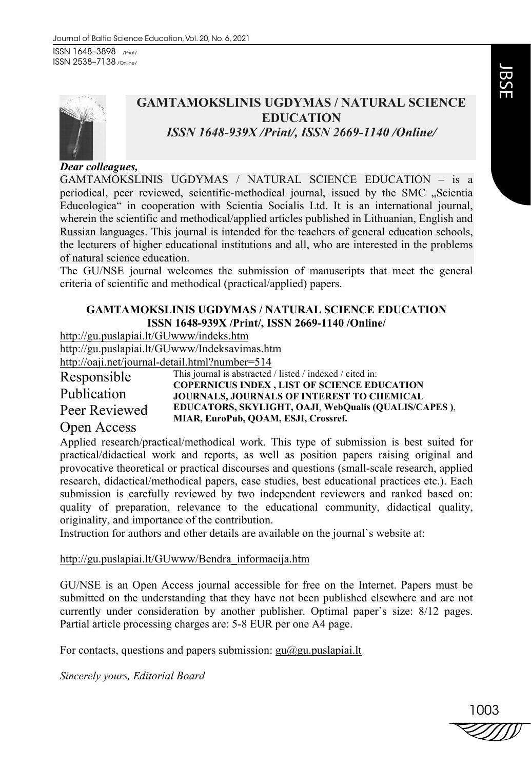## GAMTAMOKSLINIS UGDYMAS / NATURAL SCIENCE EDUCATION

*ISSN 1648-939X /Print/, ISSN 2669-1140 /Online/*

***Dear colleagues,***

GAMTAMOKSLINIS UGDYMAS / NATURAL SCIENCE EDUCATION – is a periodical, peer reviewed, scientific-methodical journal, issued by the SMC „Scientia Educologica" in cooperation with Scientia Socialis Ltd. It is an international journal, wherein the scientific and methodical/applied articles published in Lithuanian, English and Russian languages. This journal is intended for the teachers of general education schools, the lecturers of higher educational institutions and all, who are interested in the problems of natural science education.

The GU/NSE journal welcomes the submission of manuscripts that meet the general criteria of scientific and methodical (practical/applied) papers.

**GAMTAMOKSLINIS UGDYMAS / NATURAL SCIENCE EDUCATION**
**ISSN 1648-939X /Print/, ISSN 2669-1140 /Online/**

http://gu.puslapiai.lt/GUwww/indeks.htm
http://gu.puslapiai.lt/GUwww/Indeksavimas.htm
http://oaji.net/journal-detail.html?number=514

Responsible Publication
Peer Reviewed
Open Access

This journal is abstracted / listed / indexed / cited in:
**COPERNICUS INDEX , LIST OF SCIENCE EDUCATION JOURNALS, JOURNALS OF INTEREST TO CHEMICAL EDUCATORS, SKYLIGHT, OAJI**, **WebQualis (QUALIS/CAPES )**, **MIAR, EuroPub, QOAM, ESJI, Crossref.**

Applied research/practical/methodical work. This type of submission is best suited for practical/didactical work and reports, as well as position papers raising original and provocative theoretical or practical discourses and questions (small-scale research, applied research, didactical/methodical papers, case studies, best educational practices etc.). Each submission is carefully reviewed by two independent reviewers and ranked based on: quality of preparation, relevance to the educational community, didactical quality, originality, and importance of the contribution.

Instruction for authors and other details are available on the journal`s website at:

http://gu.puslapiai.lt/GUwww/Bendra_informacija.htm

GU/NSE is an Open Access journal accessible for free on the Internet. Papers must be submitted on the understanding that they have not been published elsewhere and are not currently under consideration by another publisher. Optimal paper`s size: 8/12 pages. Partial article processing charges are: 5-8 EUR per one A4 page.

For contacts, questions and papers submission: gu@gu.puslapiai.lt

*Sincerely yours, Editorial Board*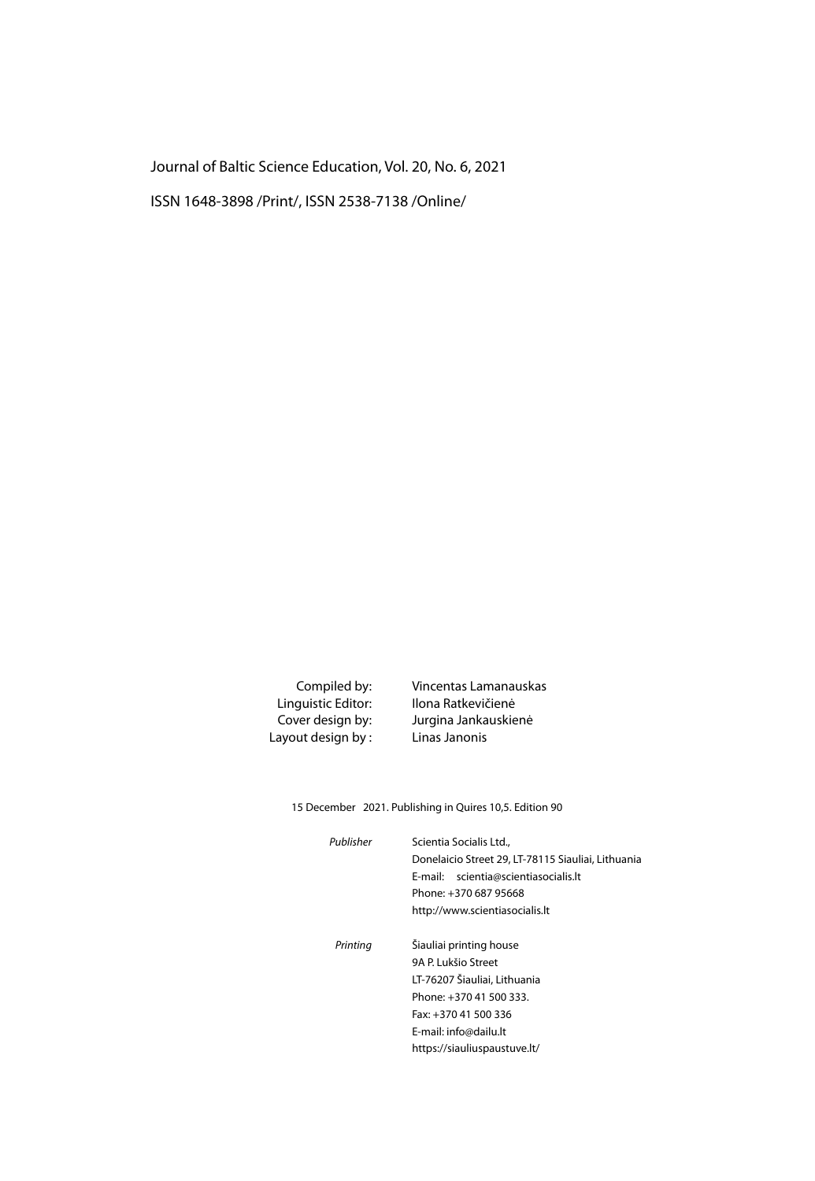Journal of Baltic Science Education, Vol. 20, No. 6, 2021

ISSN 1648-3898 /Print/, ISSN 2538-7138 /Online/

| | |
|---|---|
| Compiled by: | Vincentas Lamanauskas |
| Linguistic Editor: | Ilona Ratkevičienė |
| Cover design by: | Jurgina Jankauskienė |
| Layout design by : | Linas Janonis |

15 December 2021. Publishing in Quires 10,5. Edition 90

| | |
|---|---|
| *Publisher* | Scientia Socialis Ltd.,<br>Donelaicio Street 29, LT-78115 Siauliai, Lithuania<br>E-mail: scientia@scientiasocialis.lt<br>Phone: +370 687 95668<br>http://www.scientiasocialis.lt |
| *Printing* | Šiauliai printing house<br>9A P. Lukšio Street<br>LT-76207 Šiauliai, Lithuania<br>Phone: +370 41 500 333.<br>Fax: +370 41 500 336<br>E-mail: info@dailu.lt<br>https://siauliuspaustuve.lt/ |